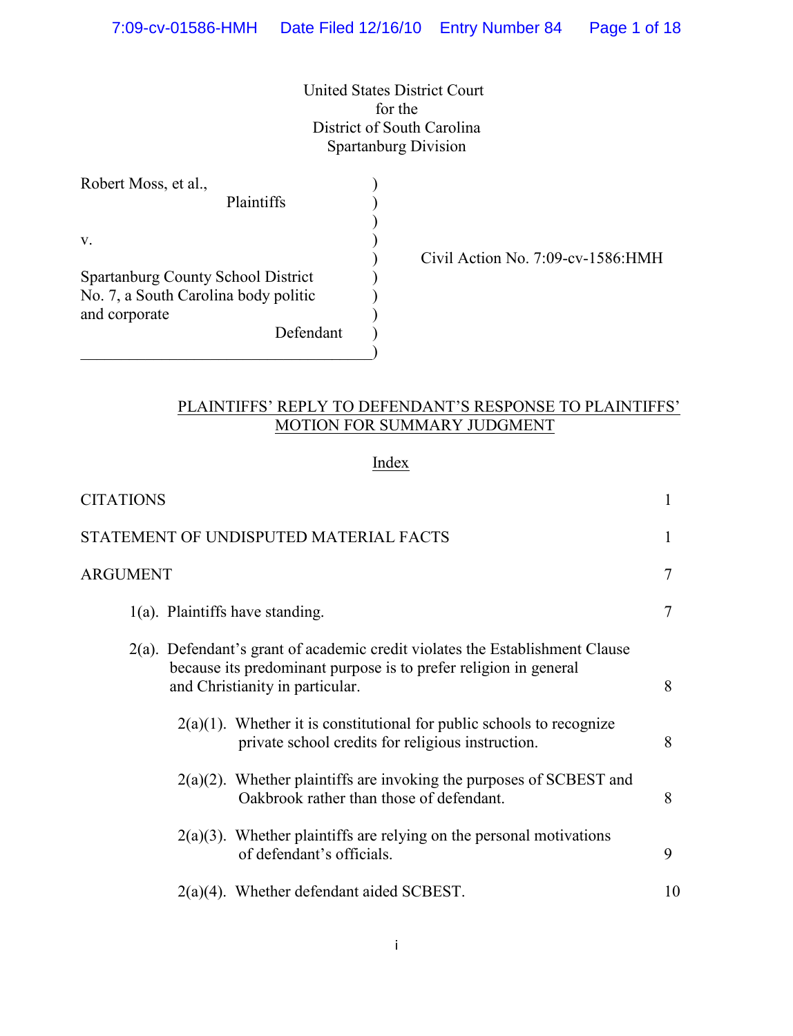United States District Court
for the
District of South Carolina
Spartanburg Division

| | |
|---|---|
| Robert Moss, et al., Plaintiffs | |
| v. | Civil Action No. 7:09-cv-1586:HMH |
| Spartanburg County School District No. 7, a South Carolina body politic and corporate, Defendant | |

## PLAINTIFFS' REPLY TO DEFENDANT'S RESPONSE TO PLAINTIFFS' MOTION FOR SUMMARY JUDGMENT

### Index

| | |
|---|---|
| CITATIONS | 1 |
| STATEMENT OF UNDISPUTED MATERIAL FACTS | 1 |
| ARGUMENT | 7 |
| 1(a). Plaintiffs have standing. | 7 |
| 2(a). Defendant's grant of academic credit violates the Establishment Clause because its predominant purpose is to prefer religion in general and Christianity in particular. | 8 |
| 2(a)(1). Whether it is constitutional for public schools to recognize private school credits for religious instruction. | 8 |
| 2(a)(2). Whether plaintiffs are invoking the purposes of SCBEST and Oakbrook rather than those of defendant. | 8 |
| 2(a)(3). Whether plaintiffs are relying on the personal motivations of defendant's officials. | 9 |
| 2(a)(4). Whether defendant aided SCBEST. | 10 |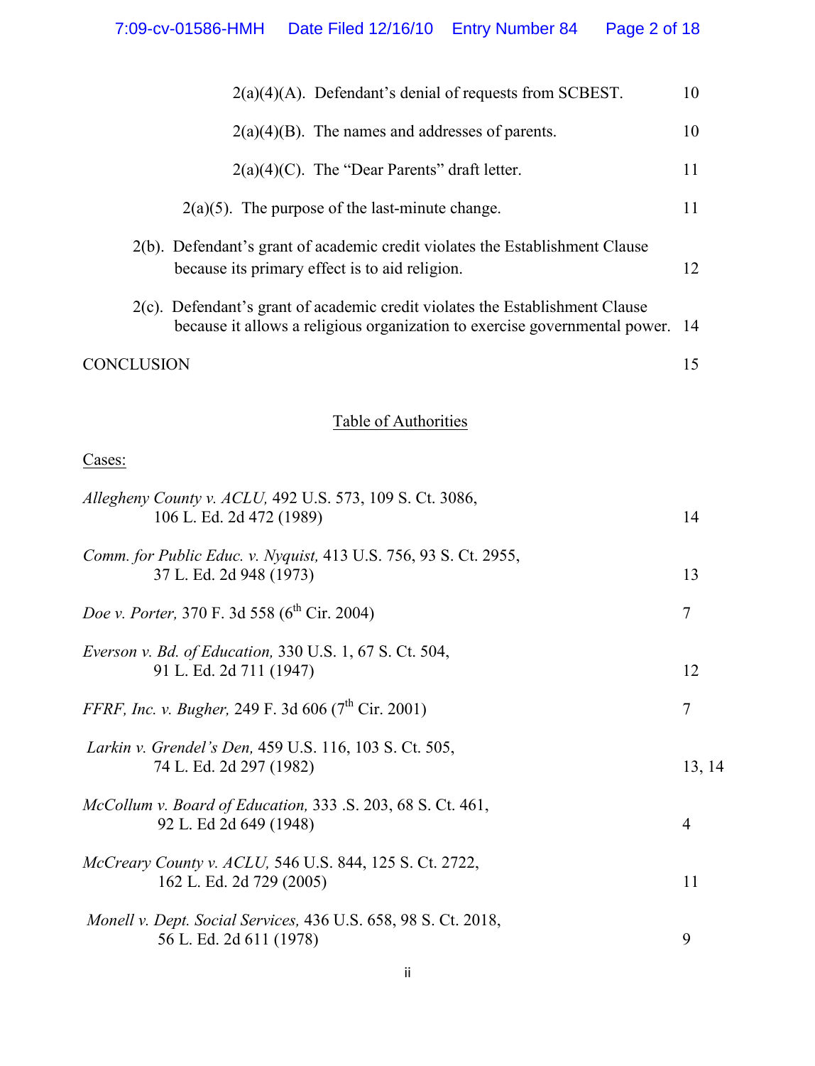2(a)(4)(A). Defendant's denial of requests from SCBEST. 10

2(a)(4)(B). The names and addresses of parents. 10

2(a)(4)(C). The "Dear Parents" draft letter. 11

2(a)(5). The purpose of the last-minute change. 11

2(b). Defendant's grant of academic credit violates the Establishment Clause because its primary effect is to aid religion. 12

2(c). Defendant's grant of academic credit violates the Establishment Clause because it allows a religious organization to exercise governmental power. 14

CONCLUSION 15

## Table of Authorities

Cases:

| | |
|---|---|
| *Allegheny County v. ACLU,* 492 U.S. 573, 109 S. Ct. 3086, 106 L. Ed. 2d 472 (1989) | 14 |
| *Comm. for Public Educ. v. Nyquist,* 413 U.S. 756, 93 S. Ct. 2955, 37 L. Ed. 2d 948 (1973) | 13 |
| *Doe v. Porter,* 370 F. 3d 558 (6th Cir. 2004) | 7 |
| *Everson v. Bd. of Education,* 330 U.S. 1, 67 S. Ct. 504, 91 L. Ed. 2d 711 (1947) | 12 |
| *FFRF, Inc. v. Bugher,* 249 F. 3d 606 (7th Cir. 2001) | 7 |
| *Larkin v. Grendel's Den,* 459 U.S. 116, 103 S. Ct. 505, 74 L. Ed. 2d 297 (1982) | 13, 14 |
| *McCollum v. Board of Education,* 333 .S. 203, 68 S. Ct. 461, 92 L. Ed 2d 649 (1948) | 4 |
| *McCreary County v. ACLU,* 546 U.S. 844, 125 S. Ct. 2722, 162 L. Ed. 2d 729 (2005) | 11 |
| *Monell v. Dept. Social Services,* 436 U.S. 658, 98 S. Ct. 2018, 56 L. Ed. 2d 611 (1978) | 9 |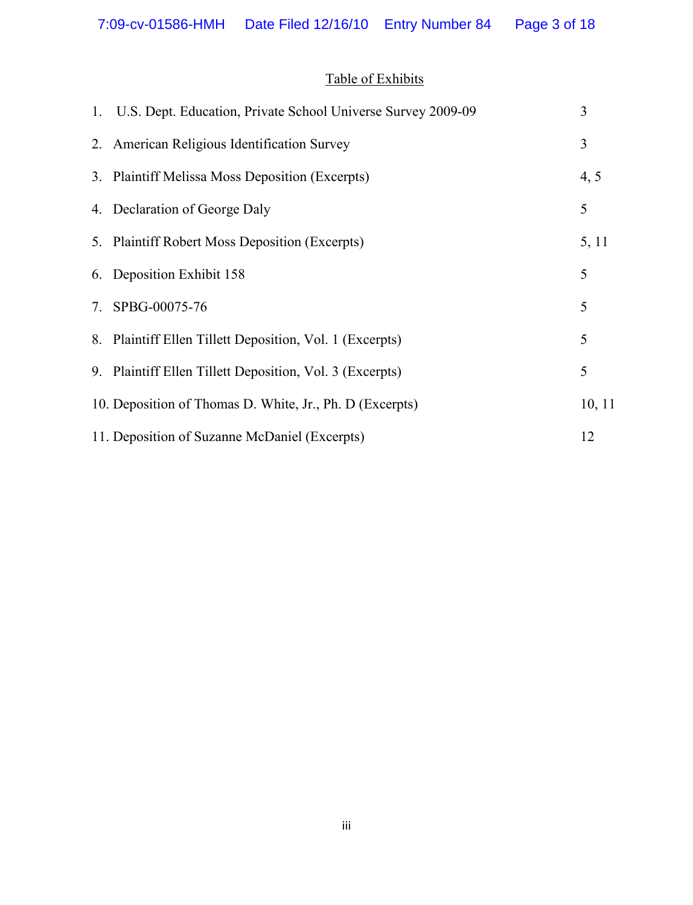## Table of Exhibits

| | |
|---|---|
| 1. U.S. Dept. Education, Private School Universe Survey 2009-09 | 3 |
| 2. American Religious Identification Survey | 3 |
| 3. Plaintiff Melissa Moss Deposition (Excerpts) | 4, 5 |
| 4. Declaration of George Daly | 5 |
| 5. Plaintiff Robert Moss Deposition (Excerpts) | 5, 11 |
| 6. Deposition Exhibit 158 | 5 |
| 7. SPBG-00075-76 | 5 |
| 8. Plaintiff Ellen Tillett Deposition, Vol. 1 (Excerpts) | 5 |
| 9. Plaintiff Ellen Tillett Deposition, Vol. 3 (Excerpts) | 5 |
| 10. Deposition of Thomas D. White, Jr., Ph. D (Excerpts) | 10, 11 |
| 11. Deposition of Suzanne McDaniel (Excerpts) | 12 |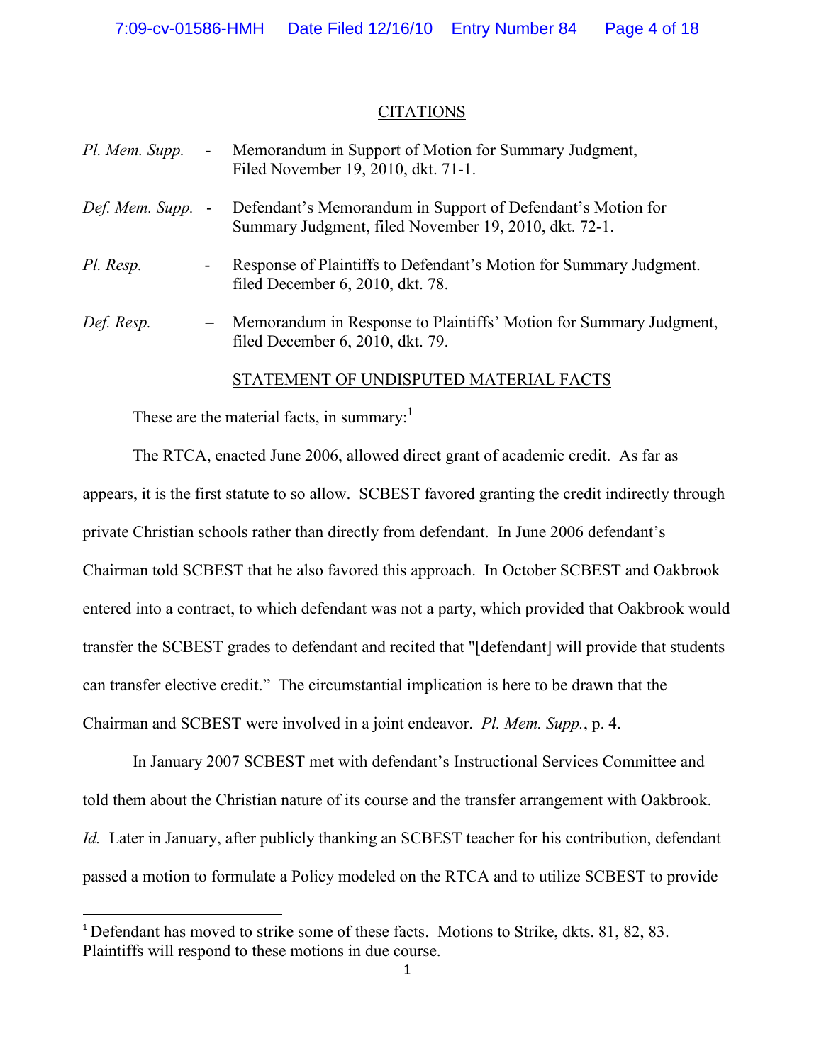## CITATIONS

| | | |
|---|---|---|
| *Pl. Mem. Supp.* | - | Memorandum in Support of Motion for Summary Judgment, Filed November 19, 2010, dkt. 71-1. |
| *Def. Mem. Supp.* | - | Defendant's Memorandum in Support of Defendant's Motion for Summary Judgment, filed November 19, 2010, dkt. 72-1. |
| *Pl. Resp.* | - | Response of Plaintiffs to Defendant's Motion for Summary Judgment. filed December 6, 2010, dkt. 78. |
| *Def. Resp.* | – | Memorandum in Response to Plaintiffs' Motion for Summary Judgment, filed December 6, 2010, dkt. 79. |

## STATEMENT OF UNDISPUTED MATERIAL FACTS

These are the material facts, in summary:[1]

The RTCA, enacted June 2006, allowed direct grant of academic credit. As far as appears, it is the first statute to so allow. SCBEST favored granting the credit indirectly through private Christian schools rather than directly from defendant. In June 2006 defendant's Chairman told SCBEST that he also favored this approach. In October SCBEST and Oakbrook entered into a contract, to which defendant was not a party, which provided that Oakbrook would transfer the SCBEST grades to defendant and recited that "[defendant] will provide that students can transfer elective credit." The circumstantial implication is here to be drawn that the Chairman and SCBEST were involved in a joint endeavor. *Pl. Mem. Supp.*, p. 4.

In January 2007 SCBEST met with defendant's Instructional Services Committee and told them about the Christian nature of its course and the transfer arrangement with Oakbrook. *Id.* Later in January, after publicly thanking an SCBEST teacher for his contribution, defendant passed a motion to formulate a Policy modeled on the RTCA and to utilize SCBEST to provide

[1] Defendant has moved to strike some of these facts. Motions to Strike, dkts. 81, 82, 83. Plaintiffs will respond to these motions in due course.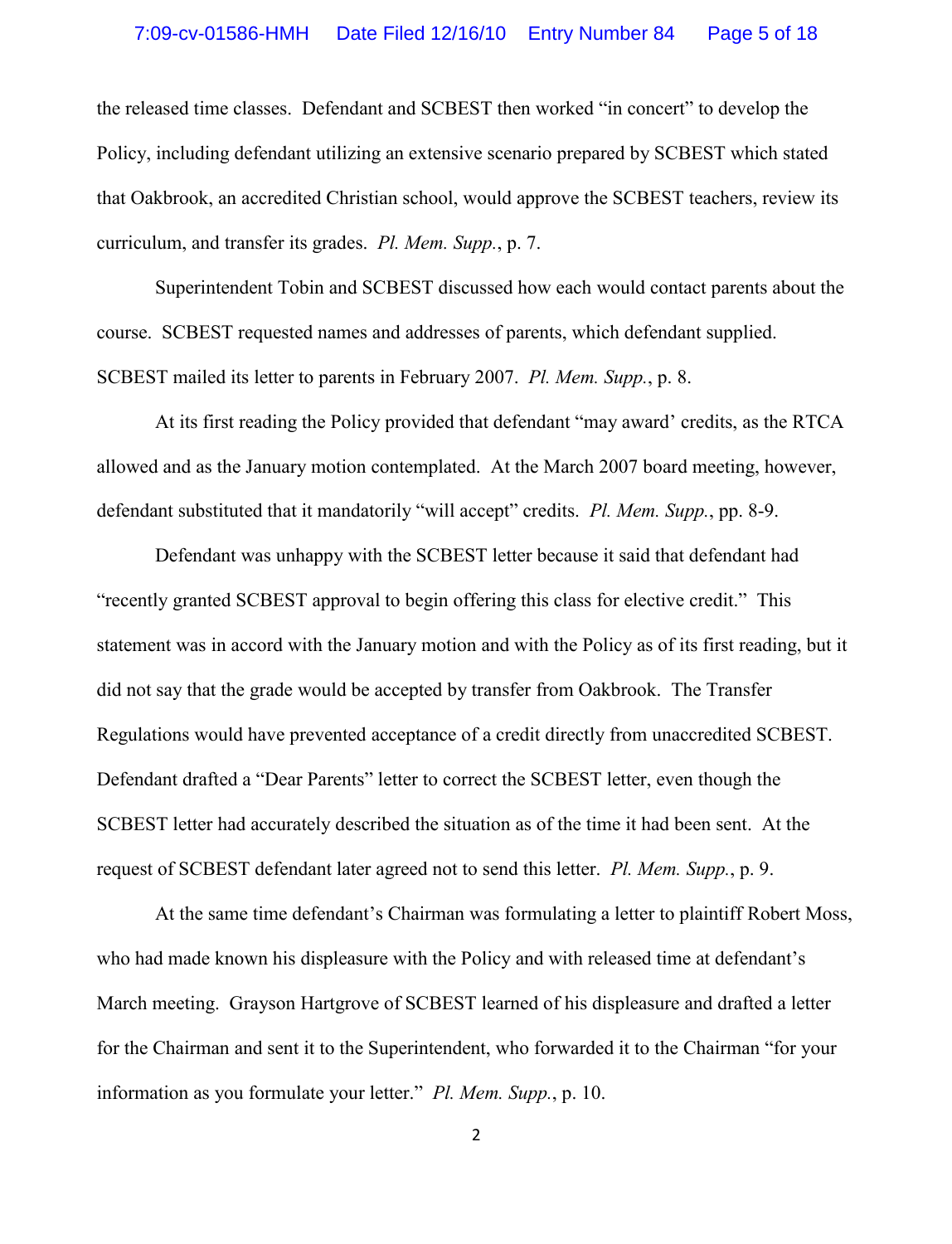the released time classes. Defendant and SCBEST then worked "in concert" to develop the Policy, including defendant utilizing an extensive scenario prepared by SCBEST which stated that Oakbrook, an accredited Christian school, would approve the SCBEST teachers, review its curriculum, and transfer its grades. *Pl. Mem. Supp.*, p. 7.

Superintendent Tobin and SCBEST discussed how each would contact parents about the course. SCBEST requested names and addresses of parents, which defendant supplied. SCBEST mailed its letter to parents in February 2007. *Pl. Mem. Supp.*, p. 8.

At its first reading the Policy provided that defendant "may award' credits, as the RTCA allowed and as the January motion contemplated. At the March 2007 board meeting, however, defendant substituted that it mandatorily "will accept" credits. *Pl. Mem. Supp.*, pp. 8-9.

Defendant was unhappy with the SCBEST letter because it said that defendant had "recently granted SCBEST approval to begin offering this class for elective credit." This statement was in accord with the January motion and with the Policy as of its first reading, but it did not say that the grade would be accepted by transfer from Oakbrook. The Transfer Regulations would have prevented acceptance of a credit directly from unaccredited SCBEST. Defendant drafted a "Dear Parents" letter to correct the SCBEST letter, even though the SCBEST letter had accurately described the situation as of the time it had been sent. At the request of SCBEST defendant later agreed not to send this letter. *Pl. Mem. Supp.*, p. 9.

At the same time defendant's Chairman was formulating a letter to plaintiff Robert Moss, who had made known his displeasure with the Policy and with released time at defendant's March meeting. Grayson Hartgrove of SCBEST learned of his displeasure and drafted a letter for the Chairman and sent it to the Superintendent, who forwarded it to the Chairman "for your information as you formulate your letter." *Pl. Mem. Supp.*, p. 10.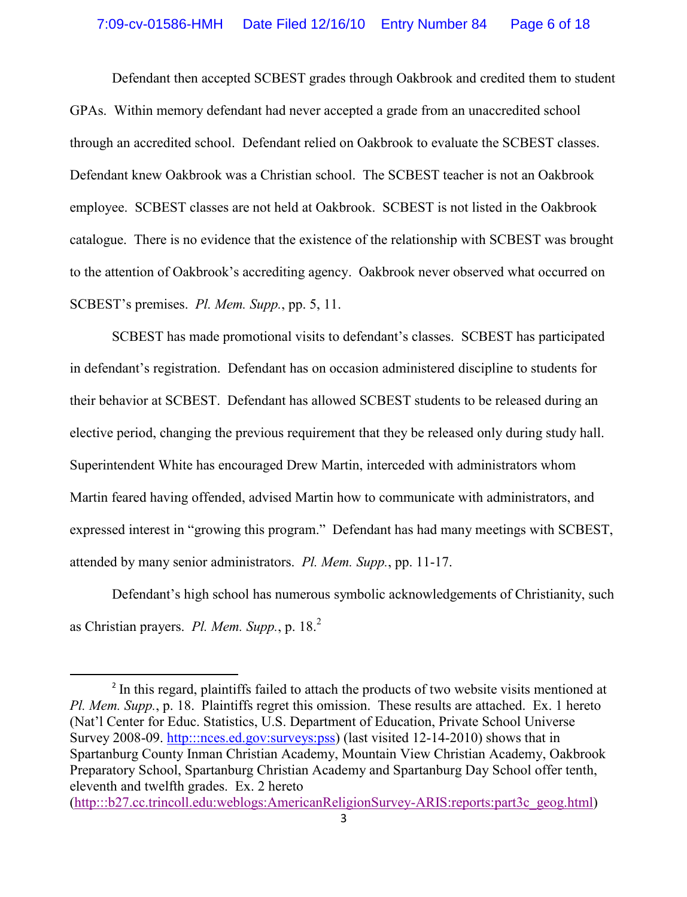Defendant then accepted SCBEST grades through Oakbrook and credited them to student GPAs. Within memory defendant had never accepted a grade from an unaccredited school through an accredited school. Defendant relied on Oakbrook to evaluate the SCBEST classes. Defendant knew Oakbrook was a Christian school. The SCBEST teacher is not an Oakbrook employee. SCBEST classes are not held at Oakbrook. SCBEST is not listed in the Oakbrook catalogue. There is no evidence that the existence of the relationship with SCBEST was brought to the attention of Oakbrook's accrediting agency. Oakbrook never observed what occurred on SCBEST's premises. *Pl. Mem. Supp.*, pp. 5, 11.

SCBEST has made promotional visits to defendant's classes. SCBEST has participated in defendant's registration. Defendant has on occasion administered discipline to students for their behavior at SCBEST. Defendant has allowed SCBEST students to be released during an elective period, changing the previous requirement that they be released only during study hall. Superintendent White has encouraged Drew Martin, interceded with administrators whom Martin feared having offended, advised Martin how to communicate with administrators, and expressed interest in "growing this program." Defendant has had many meetings with SCBEST, attended by many senior administrators. *Pl. Mem. Supp.*, pp. 11-17.

Defendant's high school has numerous symbolic acknowledgements of Christianity, such as Christian prayers. *Pl. Mem. Supp.*, p. 18.[2]

---

[2] In this regard, plaintiffs failed to attach the products of two website visits mentioned at *Pl. Mem. Supp.*, p. 18. Plaintiffs regret this omission. These results are attached. Ex. 1 hereto (Nat'l Center for Educ. Statistics, U.S. Department of Education, Private School Universe Survey 2008-09. http:::nces.ed.gov:surveys:pss) (last visited 12-14-2010) shows that in Spartanburg County Inman Christian Academy, Mountain View Christian Academy, Oakbrook Preparatory School, Spartanburg Christian Academy and Spartanburg Day School offer tenth, eleventh and twelfth grades. Ex. 2 hereto (http:::b27.cc.trincoll.edu:weblogs:AmericanReligionSurvey-ARIS:reports:part3c_geog.html)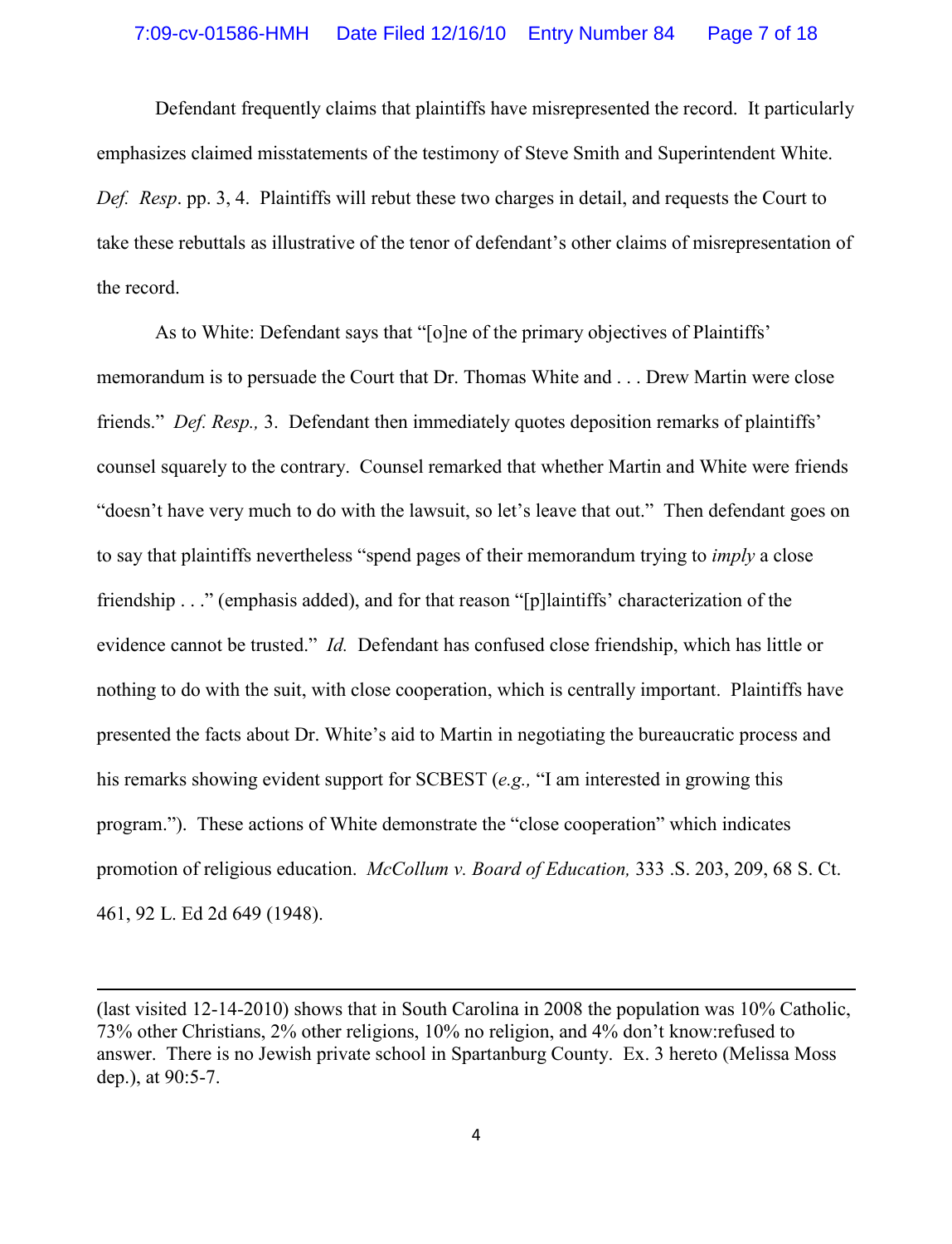Defendant frequently claims that plaintiffs have misrepresented the record. It particularly emphasizes claimed misstatements of the testimony of Steve Smith and Superintendent White. *Def. Resp*. pp. 3, 4. Plaintiffs will rebut these two charges in detail, and requests the Court to take these rebuttals as illustrative of the tenor of defendant's other claims of misrepresentation of the record.

As to White: Defendant says that "[o]ne of the primary objectives of Plaintiffs' memorandum is to persuade the Court that Dr. Thomas White and . . . Drew Martin were close friends." *Def. Resp.,* 3. Defendant then immediately quotes deposition remarks of plaintiffs' counsel squarely to the contrary. Counsel remarked that whether Martin and White were friends "doesn't have very much to do with the lawsuit, so let's leave that out." Then defendant goes on to say that plaintiffs nevertheless "spend pages of their memorandum trying to *imply* a close friendship . . ." (emphasis added), and for that reason "[p]laintiffs' characterization of the evidence cannot be trusted." *Id.* Defendant has confused close friendship, which has little or nothing to do with the suit, with close cooperation, which is centrally important. Plaintiffs have presented the facts about Dr. White's aid to Martin in negotiating the bureaucratic process and his remarks showing evident support for SCBEST (*e.g.,* "I am interested in growing this program."). These actions of White demonstrate the "close cooperation" which indicates promotion of religious education. *McCollum v. Board of Education,* 333 .S. 203, 209, 68 S. Ct. 461, 92 L. Ed 2d 649 (1948).

---

(last visited 12-14-2010) shows that in South Carolina in 2008 the population was 10% Catholic, 73% other Christians, 2% other religions, 10% no religion, and 4% don't know:refused to answer. There is no Jewish private school in Spartanburg County. Ex. 3 hereto (Melissa Moss dep.), at 90:5-7.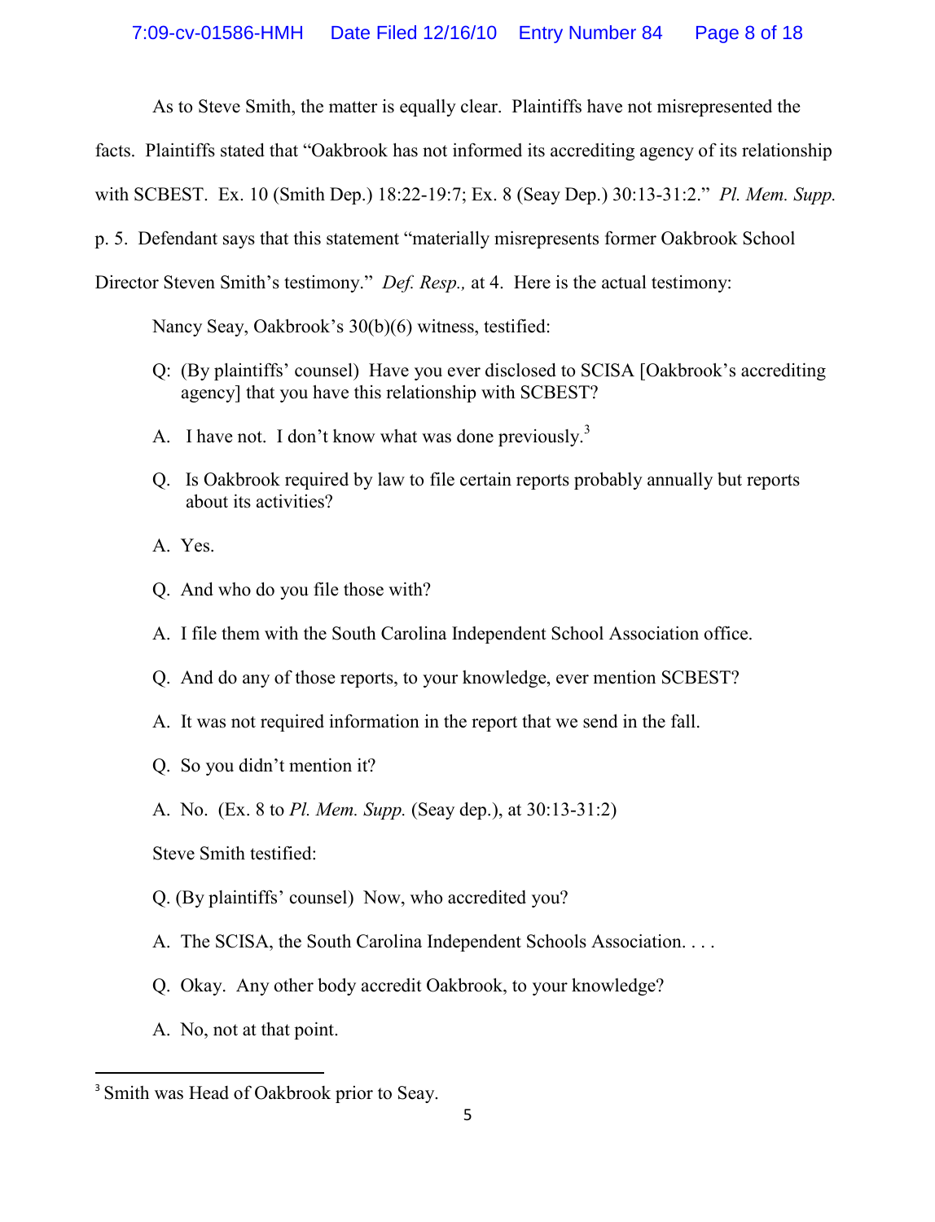As to Steve Smith, the matter is equally clear. Plaintiffs have not misrepresented the facts. Plaintiffs stated that "Oakbrook has not informed its accrediting agency of its relationship with SCBEST. Ex. 10 (Smith Dep.) 18:22-19:7; Ex. 8 (Seay Dep.) 30:13-31:2." *Pl. Mem. Supp.* p. 5. Defendant says that this statement "materially misrepresents former Oakbrook School Director Steven Smith's testimony." *Def. Resp.,* at 4. Here is the actual testimony:

Nancy Seay, Oakbrook's 30(b)(6) witness, testified:

> Q: (By plaintiffs' counsel) Have you ever disclosed to SCISA [Oakbrook's accrediting agency] that you have this relationship with SCBEST?
>
> A. I have not. I don't know what was done previously.[3]
>
> Q. Is Oakbrook required by law to file certain reports probably annually but reports about its activities?
>
> A. Yes.
>
> Q. And who do you file those with?
>
> A. I file them with the South Carolina Independent School Association office.
>
> Q. And do any of those reports, to your knowledge, ever mention SCBEST?
>
> A. It was not required information in the report that we send in the fall.
>
> Q. So you didn't mention it?
>
> A. No. (Ex. 8 to *Pl. Mem. Supp.* (Seay dep.), at 30:13-31:2)

Steve Smith testified:

> Q. (By plaintiffs' counsel) Now, who accredited you?
>
> A. The SCISA, the South Carolina Independent Schools Association. . . .
>
> Q. Okay. Any other body accredit Oakbrook, to your knowledge?
>
> A. No, not at that point.

---

[3] Smith was Head of Oakbrook prior to Seay.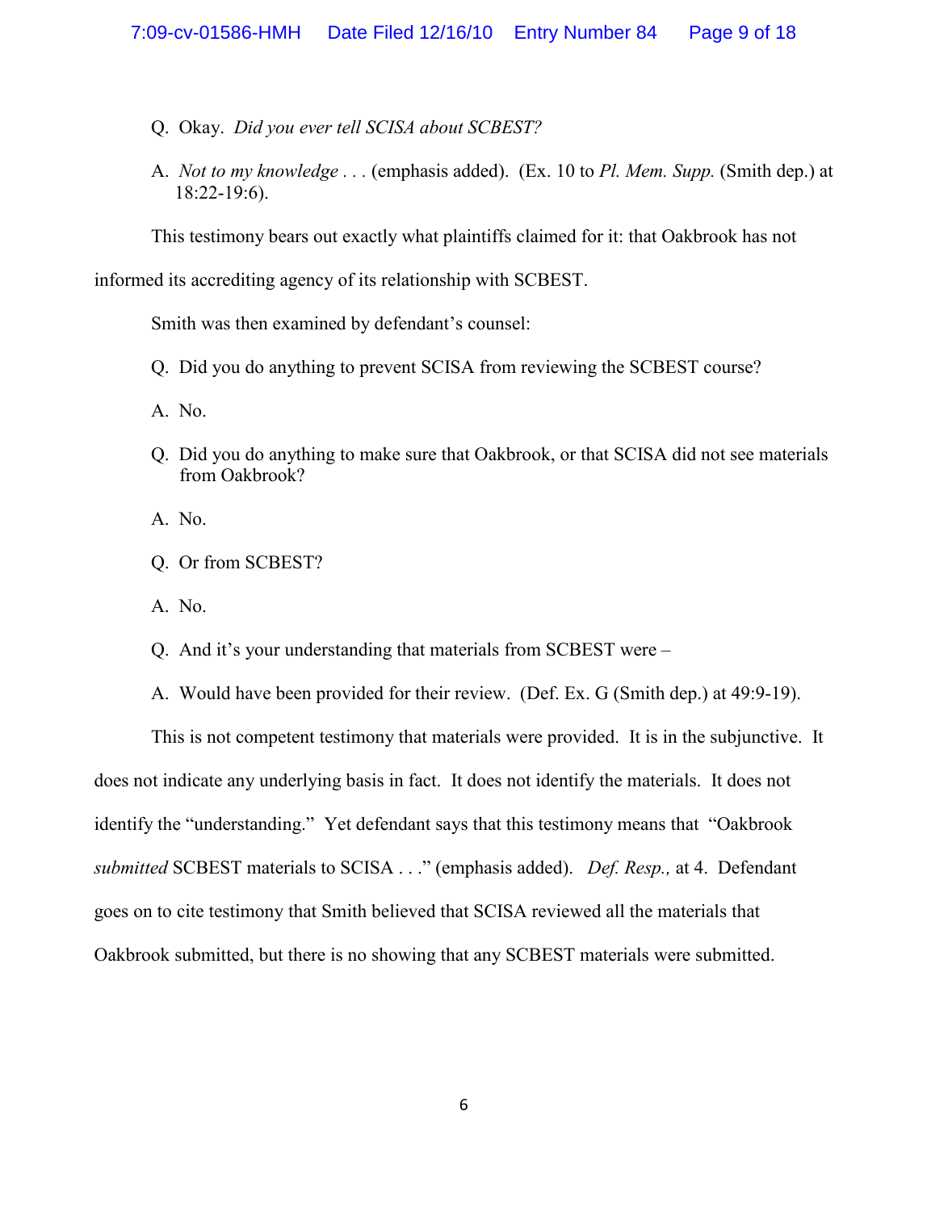Q. Okay. *Did you ever tell SCISA about SCBEST?*

A. *Not to my knowledge* . . . (emphasis added). (Ex. 10 to *Pl. Mem. Supp.* (Smith dep.) at 18:22-19:6).

This testimony bears out exactly what plaintiffs claimed for it: that Oakbrook has not informed its accrediting agency of its relationship with SCBEST.

Smith was then examined by defendant's counsel:

Q. Did you do anything to prevent SCISA from reviewing the SCBEST course?

A. No.

Q. Did you do anything to make sure that Oakbrook, or that SCISA did not see materials from Oakbrook?

A. No.

Q. Or from SCBEST?

A. No.

Q. And it's your understanding that materials from SCBEST were –

A. Would have been provided for their review. (Def. Ex. G (Smith dep.) at 49:9-19).

This is not competent testimony that materials were provided. It is in the subjunctive. It does not indicate any underlying basis in fact. It does not identify the materials. It does not identify the "understanding." Yet defendant says that this testimony means that "Oakbrook *submitted* SCBEST materials to SCISA . . ." (emphasis added). *Def. Resp.,* at 4. Defendant goes on to cite testimony that Smith believed that SCISA reviewed all the materials that Oakbrook submitted, but there is no showing that any SCBEST materials were submitted.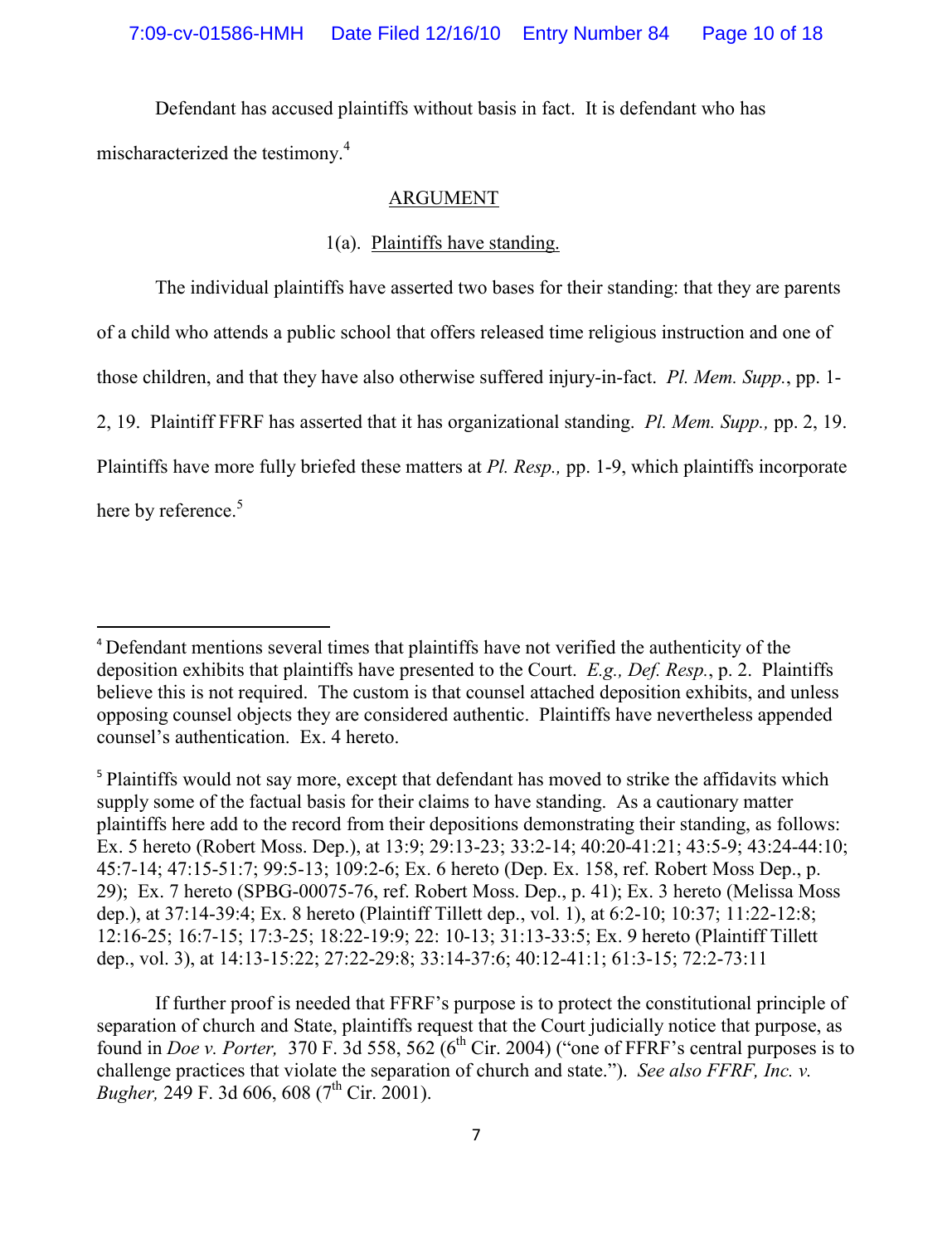Defendant has accused plaintiffs without basis in fact. It is defendant who has mischaracterized the testimony.[4]

## ARGUMENT

### 1(a). Plaintiffs have standing.

The individual plaintiffs have asserted two bases for their standing: that they are parents of a child who attends a public school that offers released time religious instruction and one of those children, and that they have also otherwise suffered injury-in-fact. *Pl. Mem. Supp.*, pp. 1-2, 19. Plaintiff FFRF has asserted that it has organizational standing. *Pl. Mem. Supp.,* pp. 2, 19. Plaintiffs have more fully briefed these matters at *Pl. Resp.,* pp. 1-9, which plaintiffs incorporate here by reference.[5]

---

[4] Defendant mentions several times that plaintiffs have not verified the authenticity of the deposition exhibits that plaintiffs have presented to the Court. *E.g., Def. Resp.*, p. 2. Plaintiffs believe this is not required. The custom is that counsel attached deposition exhibits, and unless opposing counsel objects they are considered authentic. Plaintiffs have nevertheless appended counsel's authentication. Ex. 4 hereto.

[5] Plaintiffs would not say more, except that defendant has moved to strike the affidavits which supply some of the factual basis for their claims to have standing. As a cautionary matter plaintiffs here add to the record from their depositions demonstrating their standing, as follows: Ex. 5 hereto (Robert Moss. Dep.), at 13:9; 29:13-23; 33:2-14; 40:20-41:21; 43:5-9; 43:24-44:10; 45:7-14; 47:15-51:7; 99:5-13; 109:2-6; Ex. 6 hereto (Dep. Ex. 158, ref. Robert Moss Dep., p. 29); Ex. 7 hereto (SPBG-00075-76, ref. Robert Moss. Dep., p. 41); Ex. 3 hereto (Melissa Moss dep.), at 37:14-39:4; Ex. 8 hereto (Plaintiff Tillett dep., vol. 1), at 6:2-10; 10:37; 11:22-12:8; 12:16-25; 16:7-15; 17:3-25; 18:22-19:9; 22: 10-13; 31:13-33:5; Ex. 9 hereto (Plaintiff Tillett dep., vol. 3), at 14:13-15:22; 27:22-29:8; 33:14-37:6; 40:12-41:1; 61:3-15; 72:2-73:11

If further proof is needed that FFRF's purpose is to protect the constitutional principle of separation of church and State, plaintiffs request that the Court judicially notice that purpose, as found in *Doe v. Porter,* 370 F. 3d 558, 562 (6th Cir. 2004) ("one of FFRF's central purposes is to challenge practices that violate the separation of church and state."). *See also FFRF, Inc. v. Bugher,* 249 F. 3d 606, 608 (7th Cir. 2001).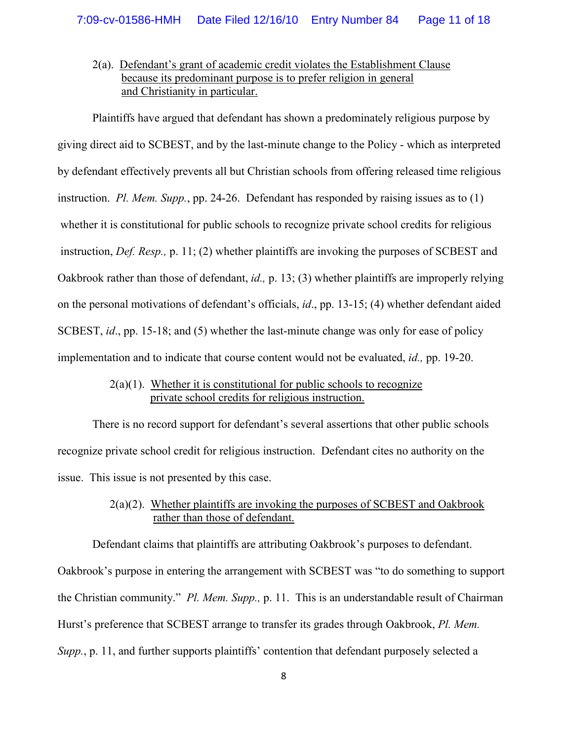2(a). Defendant's grant of academic credit violates the Establishment Clause because its predominant purpose is to prefer religion in general and Christianity in particular.

Plaintiffs have argued that defendant has shown a predominately religious purpose by giving direct aid to SCBEST, and by the last-minute change to the Policy - which as interpreted by defendant effectively prevents all but Christian schools from offering released time religious instruction. *Pl. Mem. Supp.*, pp. 24-26. Defendant has responded by raising issues as to (1) whether it is constitutional for public schools to recognize private school credits for religious instruction, *Def. Resp.,* p. 11; (2) whether plaintiffs are invoking the purposes of SCBEST and Oakbrook rather than those of defendant, *id.,* p. 13; (3) whether plaintiffs are improperly relying on the personal motivations of defendant's officials, *id*., pp. 13-15; (4) whether defendant aided SCBEST, *id*., pp. 15-18; and (5) whether the last-minute change was only for ease of policy implementation and to indicate that course content would not be evaluated, *id.,* pp. 19-20.

2(a)(1). Whether it is constitutional for public schools to recognize private school credits for religious instruction.

There is no record support for defendant's several assertions that other public schools recognize private school credit for religious instruction. Defendant cites no authority on the issue. This issue is not presented by this case.

2(a)(2). Whether plaintiffs are invoking the purposes of SCBEST and Oakbrook rather than those of defendant.

Defendant claims that plaintiffs are attributing Oakbrook's purposes to defendant. Oakbrook's purpose in entering the arrangement with SCBEST was "to do something to support the Christian community." *Pl. Mem. Supp.,* p. 11. This is an understandable result of Chairman Hurst's preference that SCBEST arrange to transfer its grades through Oakbrook, *Pl. Mem. Supp.*, p. 11, and further supports plaintiffs' contention that defendant purposely selected a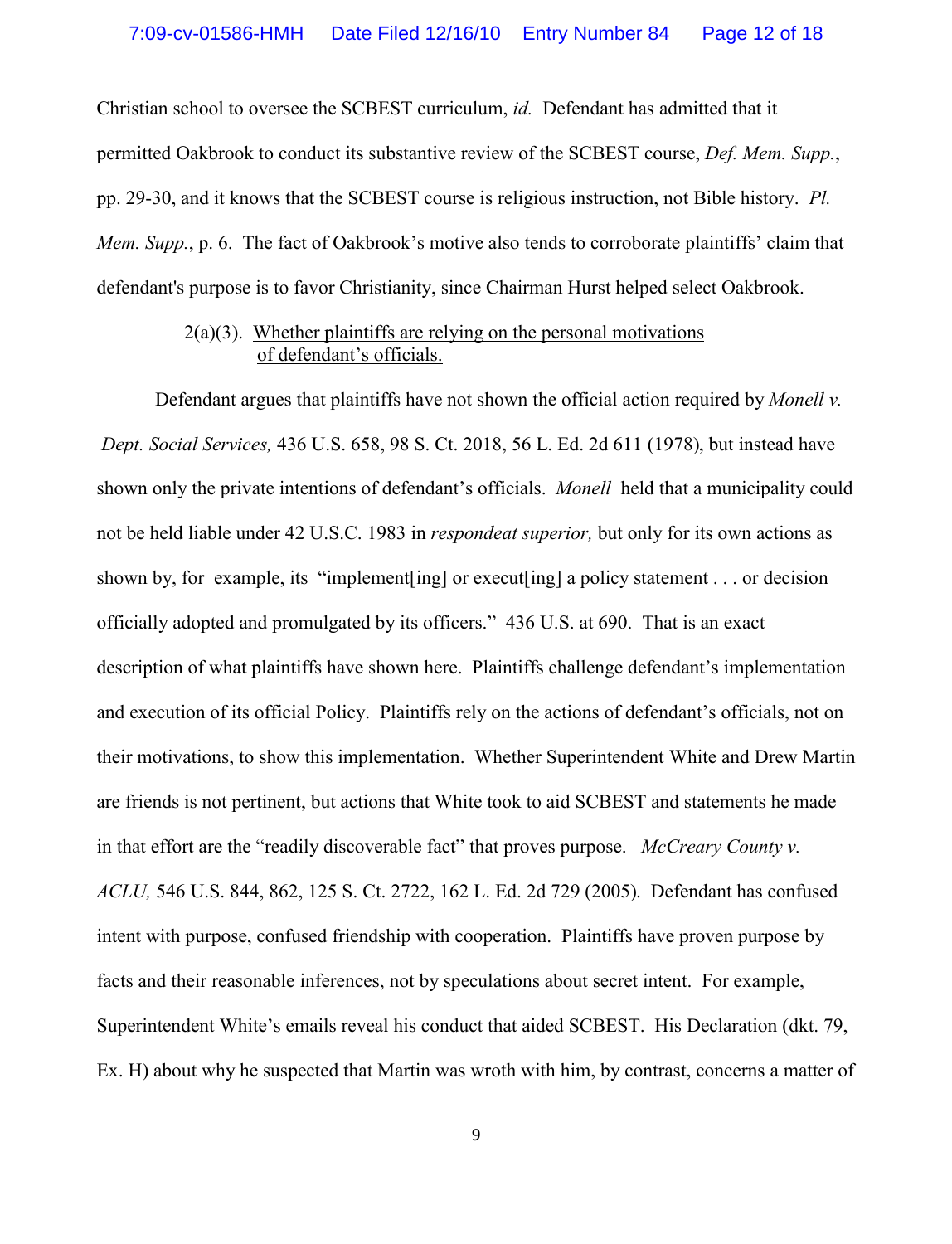Christian school to oversee the SCBEST curriculum, *id.* Defendant has admitted that it permitted Oakbrook to conduct its substantive review of the SCBEST course, *Def. Mem. Supp.*, pp. 29-30, and it knows that the SCBEST course is religious instruction, not Bible history. *Pl. Mem. Supp.*, p. 6. The fact of Oakbrook's motive also tends to corroborate plaintiffs' claim that defendant's purpose is to favor Christianity, since Chairman Hurst helped select Oakbrook.

2(a)(3). Whether plaintiffs are relying on the personal motivations of defendant's officials.

Defendant argues that plaintiffs have not shown the official action required by *Monell v. Dept. Social Services,* 436 U.S. 658, 98 S. Ct. 2018, 56 L. Ed. 2d 611 (1978), but instead have shown only the private intentions of defendant's officials. *Monell* held that a municipality could not be held liable under 42 U.S.C. 1983 in *respondeat superior,* but only for its own actions as shown by, for example, its "implement[ing] or execut[ing] a policy statement . . . or decision officially adopted and promulgated by its officers." 436 U.S. at 690. That is an exact description of what plaintiffs have shown here. Plaintiffs challenge defendant's implementation and execution of its official Policy. Plaintiffs rely on the actions of defendant's officials, not on their motivations, to show this implementation. Whether Superintendent White and Drew Martin are friends is not pertinent, but actions that White took to aid SCBEST and statements he made in that effort are the "readily discoverable fact" that proves purpose. *McCreary County v. ACLU,* 546 U.S. 844, 862, 125 S. Ct. 2722, 162 L. Ed. 2d 729 (2005). Defendant has confused intent with purpose, confused friendship with cooperation. Plaintiffs have proven purpose by facts and their reasonable inferences, not by speculations about secret intent. For example, Superintendent White's emails reveal his conduct that aided SCBEST. His Declaration (dkt. 79, Ex. H) about why he suspected that Martin was wroth with him, by contrast, concerns a matter of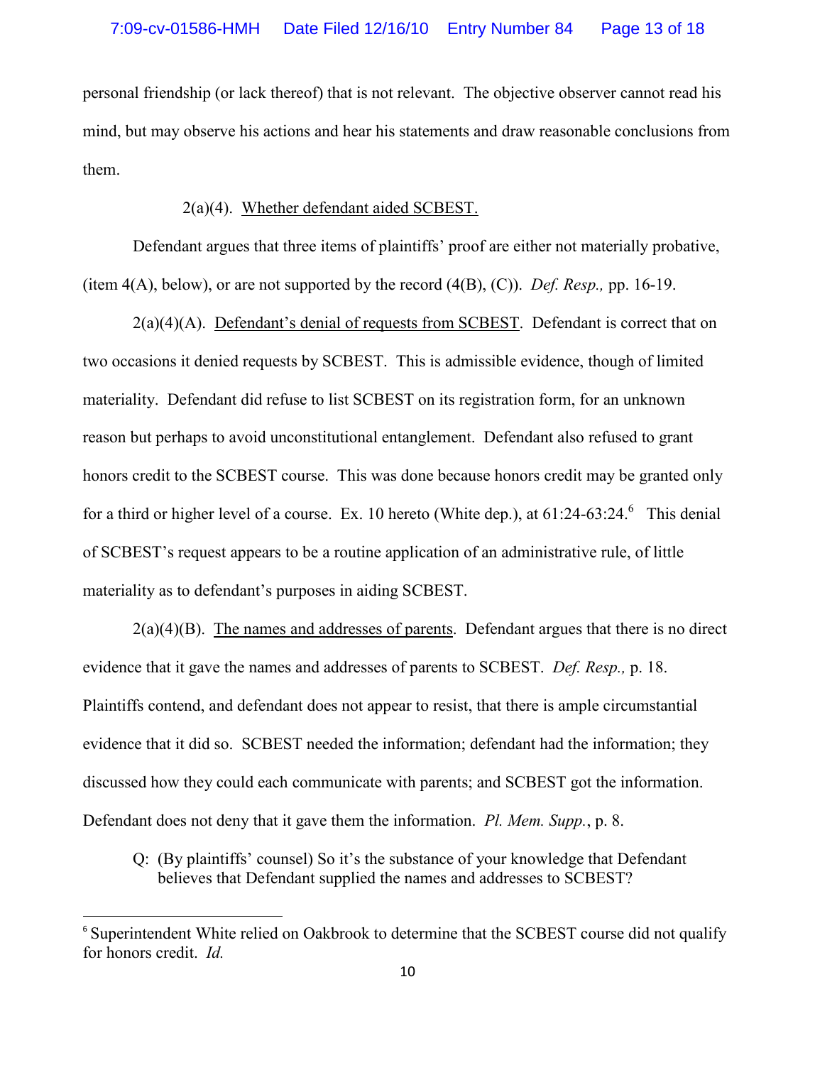personal friendship (or lack thereof) that is not relevant. The objective observer cannot read his mind, but may observe his actions and hear his statements and draw reasonable conclusions from them.

2(a)(4). Whether defendant aided SCBEST.

Defendant argues that three items of plaintiffs' proof are either not materially probative, (item 4(A), below), or are not supported by the record (4(B), (C)). *Def. Resp.,* pp. 16-19.

2(a)(4)(A). Defendant's denial of requests from SCBEST. Defendant is correct that on two occasions it denied requests by SCBEST. This is admissible evidence, though of limited materiality. Defendant did refuse to list SCBEST on its registration form, for an unknown reason but perhaps to avoid unconstitutional entanglement. Defendant also refused to grant honors credit to the SCBEST course. This was done because honors credit may be granted only for a third or higher level of a course. Ex. 10 hereto (White dep.), at 61:24-63:24.[6] This denial of SCBEST's request appears to be a routine application of an administrative rule, of little materiality as to defendant's purposes in aiding SCBEST.

2(a)(4)(B). The names and addresses of parents. Defendant argues that there is no direct evidence that it gave the names and addresses of parents to SCBEST. *Def. Resp.,* p. 18. Plaintiffs contend, and defendant does not appear to resist, that there is ample circumstantial evidence that it did so. SCBEST needed the information; defendant had the information; they discussed how they could each communicate with parents; and SCBEST got the information. Defendant does not deny that it gave them the information. *Pl. Mem. Supp.*, p. 8.

> Q: (By plaintiffs' counsel) So it's the substance of your knowledge that Defendant believes that Defendant supplied the names and addresses to SCBEST?

---

[6] Superintendent White relied on Oakbrook to determine that the SCBEST course did not qualify for honors credit. *Id.*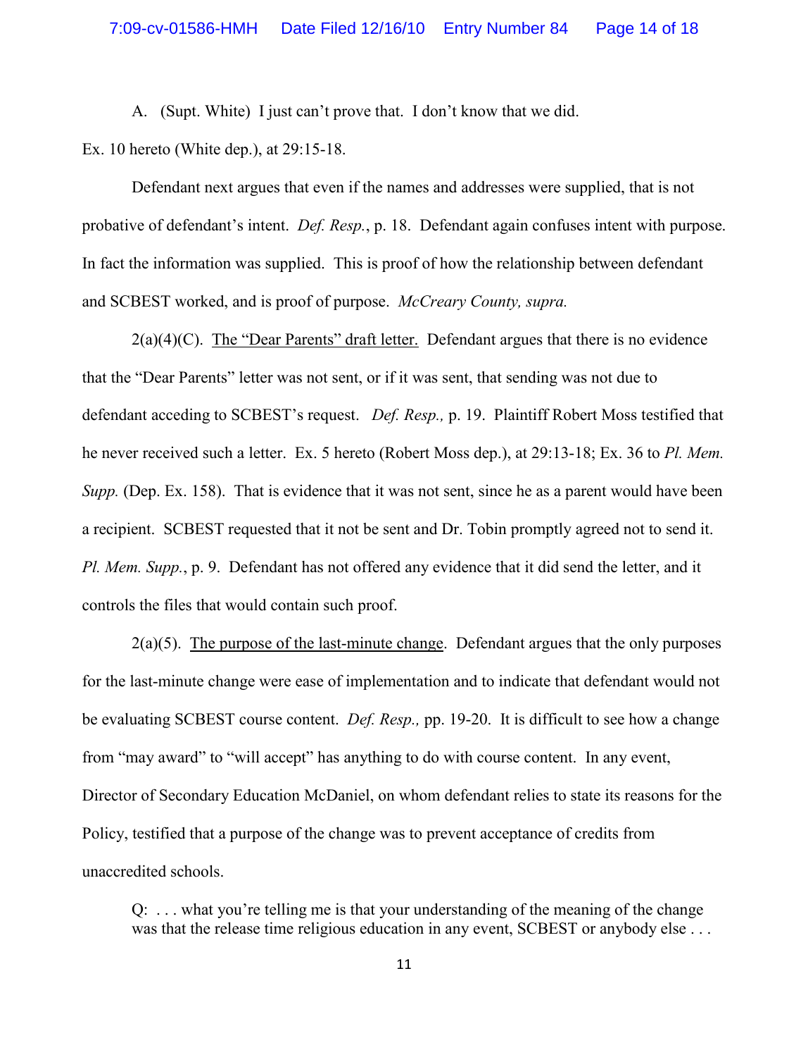A. (Supt. White) I just can't prove that. I don't know that we did.

Ex. 10 hereto (White dep.), at 29:15-18.

Defendant next argues that even if the names and addresses were supplied, that is not probative of defendant's intent. *Def. Resp.*, p. 18. Defendant again confuses intent with purpose. In fact the information was supplied. This is proof of how the relationship between defendant and SCBEST worked, and is proof of purpose. *McCreary County, supra.*

2(a)(4)(C). <u>The "Dear Parents" draft letter.</u> Defendant argues that there is no evidence that the "Dear Parents" letter was not sent, or if it was sent, that sending was not due to defendant acceding to SCBEST's request. *Def. Resp.,* p. 19. Plaintiff Robert Moss testified that he never received such a letter. Ex. 5 hereto (Robert Moss dep.), at 29:13-18; Ex. 36 to *Pl. Mem. Supp.* (Dep. Ex. 158). That is evidence that it was not sent, since he as a parent would have been a recipient. SCBEST requested that it not be sent and Dr. Tobin promptly agreed not to send it. *Pl. Mem. Supp.*, p. 9. Defendant has not offered any evidence that it did send the letter, and it controls the files that would contain such proof.

2(a)(5). <u>The purpose of the last-minute change</u>. Defendant argues that the only purposes for the last-minute change were ease of implementation and to indicate that defendant would not be evaluating SCBEST course content. *Def. Resp.,* pp. 19-20. It is difficult to see how a change from "may award" to "will accept" has anything to do with course content. In any event, Director of Secondary Education McDaniel, on whom defendant relies to state its reasons for the Policy, testified that a purpose of the change was to prevent acceptance of credits from unaccredited schools.

> Q: . . . what you're telling me is that your understanding of the meaning of the change was that the release time religious education in any event, SCBEST or anybody else . . .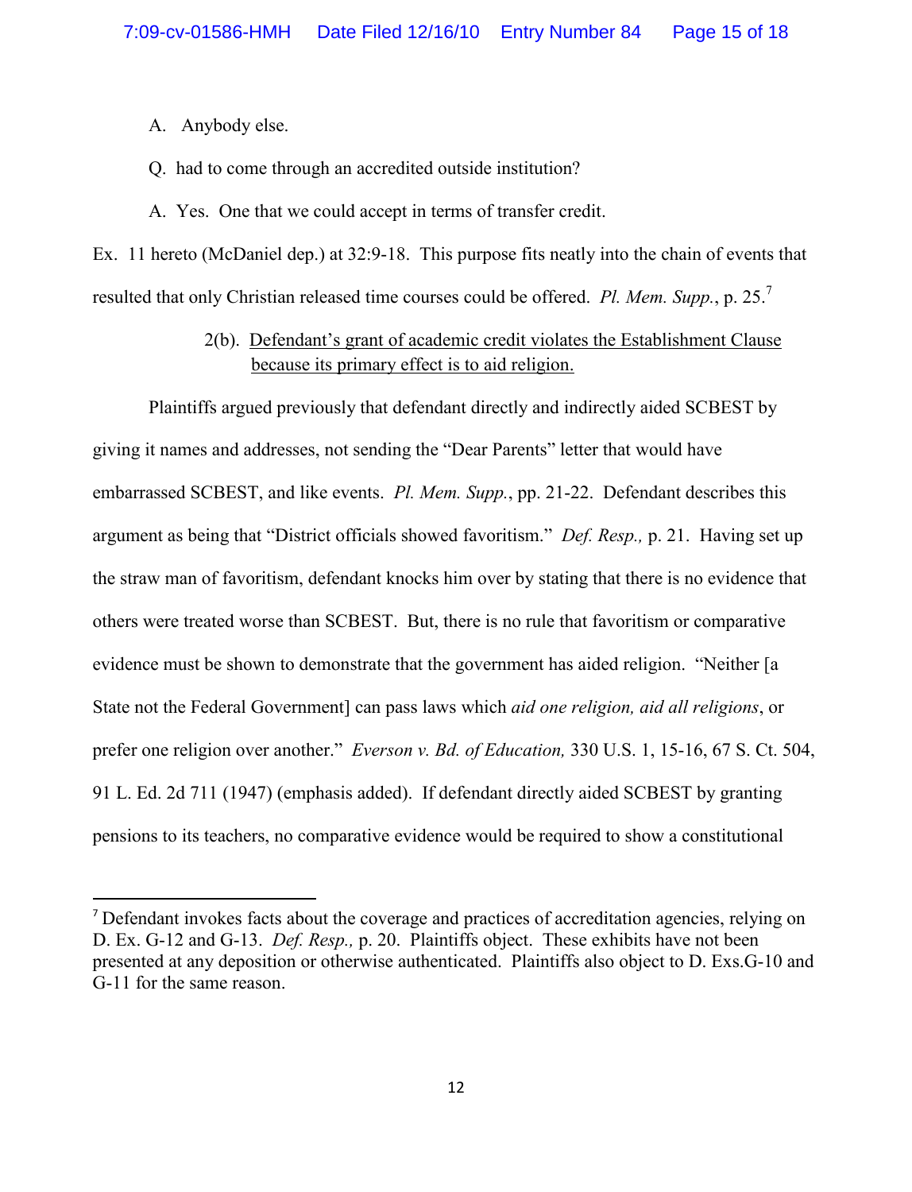A. Anybody else.

Q. had to come through an accredited outside institution?

A. Yes. One that we could accept in terms of transfer credit.

Ex. 11 hereto (McDaniel dep.) at 32:9-18. This purpose fits neatly into the chain of events that resulted that only Christian released time courses could be offered. *Pl. Mem. Supp.*, p. 25.[7]

2(b). <u>Defendant's grant of academic credit violates the Establishment Clause because its primary effect is to aid religion.</u>

Plaintiffs argued previously that defendant directly and indirectly aided SCBEST by giving it names and addresses, not sending the "Dear Parents" letter that would have embarrassed SCBEST, and like events. *Pl. Mem. Supp.*, pp. 21-22. Defendant describes this argument as being that "District officials showed favoritism." *Def. Resp.,* p. 21. Having set up the straw man of favoritism, defendant knocks him over by stating that there is no evidence that others were treated worse than SCBEST. But, there is no rule that favoritism or comparative evidence must be shown to demonstrate that the government has aided religion. "Neither [a State not the Federal Government] can pass laws which *aid one religion, aid all religions*, or prefer one religion over another." *Everson v. Bd. of Education,* 330 U.S. 1, 15-16, 67 S. Ct. 504, 91 L. Ed. 2d 711 (1947) (emphasis added). If defendant directly aided SCBEST by granting pensions to its teachers, no comparative evidence would be required to show a constitutional

---

[7] Defendant invokes facts about the coverage and practices of accreditation agencies, relying on D. Ex. G-12 and G-13. *Def. Resp.,* p. 20. Plaintiffs object. These exhibits have not been presented at any deposition or otherwise authenticated. Plaintiffs also object to D. Exs.G-10 and G-11 for the same reason.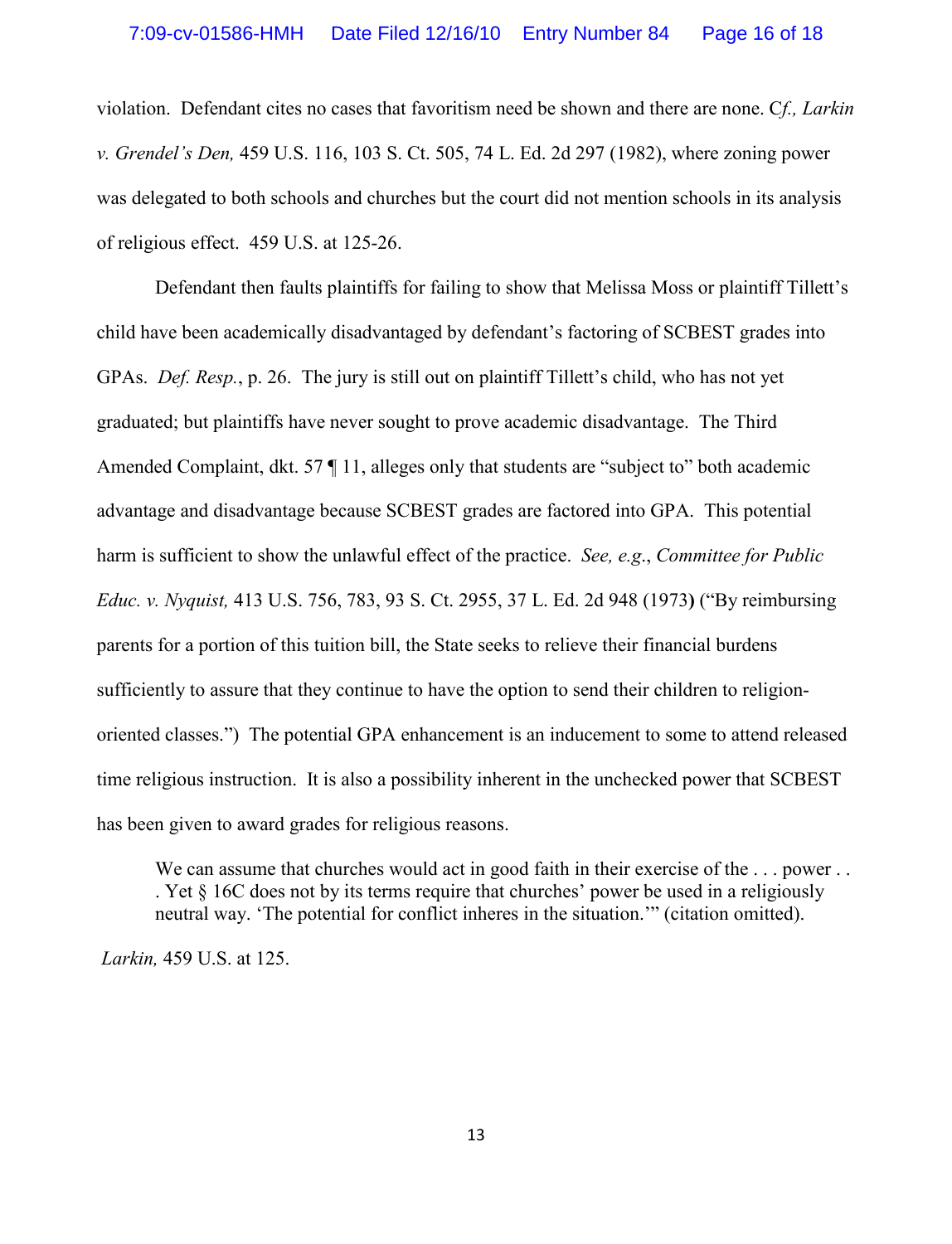violation. Defendant cites no cases that favoritism need be shown and there are none. C*f., Larkin v. Grendel's Den,* 459 U.S. 116, 103 S. Ct. 505, 74 L. Ed. 2d 297 (1982), where zoning power was delegated to both schools and churches but the court did not mention schools in its analysis of religious effect. 459 U.S. at 125-26.

Defendant then faults plaintiffs for failing to show that Melissa Moss or plaintiff Tillett's child have been academically disadvantaged by defendant's factoring of SCBEST grades into GPAs. *Def. Resp.*, p. 26. The jury is still out on plaintiff Tillett's child, who has not yet graduated; but plaintiffs have never sought to prove academic disadvantage. The Third Amended Complaint, dkt. 57 ¶ 11, alleges only that students are "subject to" both academic advantage and disadvantage because SCBEST grades are factored into GPA. This potential harm is sufficient to show the unlawful effect of the practice. *See, e.g.*, *Committee for Public Educ. v. Nyquist,* 413 U.S. 756, 783, 93 S. Ct. 2955, 37 L. Ed. 2d 948 (1973**)** ("By reimbursing parents for a portion of this tuition bill, the State seeks to relieve their financial burdens sufficiently to assure that they continue to have the option to send their children to religion-oriented classes.") The potential GPA enhancement is an inducement to some to attend released time religious instruction. It is also a possibility inherent in the unchecked power that SCBEST has been given to award grades for religious reasons.

> We can assume that churches would act in good faith in their exercise of the . . . power . . . Yet § 16C does not by its terms require that churches' power be used in a religiously neutral way. 'The potential for conflict inheres in the situation.'" (citation omitted).

*Larkin,* 459 U.S. at 125.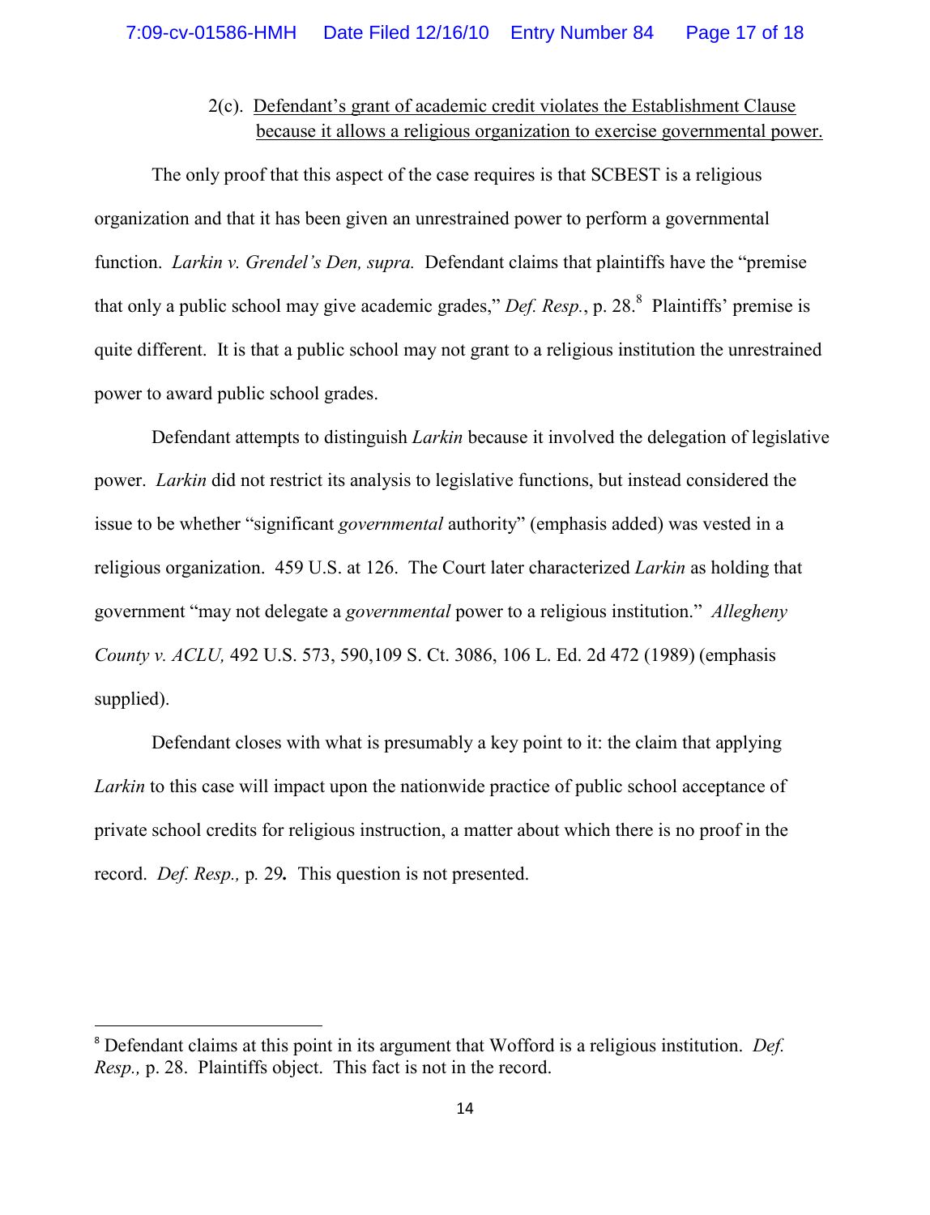2(c). <u>Defendant's grant of academic credit violates the Establishment Clause because it allows a religious organization to exercise governmental power.</u>

The only proof that this aspect of the case requires is that SCBEST is a religious organization and that it has been given an unrestrained power to perform a governmental function. *Larkin v. Grendel's Den, supra.* Defendant claims that plaintiffs have the "premise that only a public school may give academic grades," *Def. Resp.*, p. 28.[8] Plaintiffs' premise is quite different. It is that a public school may not grant to a religious institution the unrestrained power to award public school grades.

Defendant attempts to distinguish *Larkin* because it involved the delegation of legislative power. *Larkin* did not restrict its analysis to legislative functions, but instead considered the issue to be whether "significant *governmental* authority" (emphasis added) was vested in a religious organization. 459 U.S. at 126. The Court later characterized *Larkin* as holding that government "may not delegate a *governmental* power to a religious institution." *Allegheny County v. ACLU,* 492 U.S. 573, 590,109 S. Ct. 3086, 106 L. Ed. 2d 472 (1989) (emphasis supplied).

Defendant closes with what is presumably a key point to it: the claim that applying *Larkin* to this case will impact upon the nationwide practice of public school acceptance of private school credits for religious instruction, a matter about which there is no proof in the record. *Def. Resp.,* p. 29**.** This question is not presented.

---

[8] Defendant claims at this point in its argument that Wofford is a religious institution. *Def. Resp.,* p. 28. Plaintiffs object. This fact is not in the record.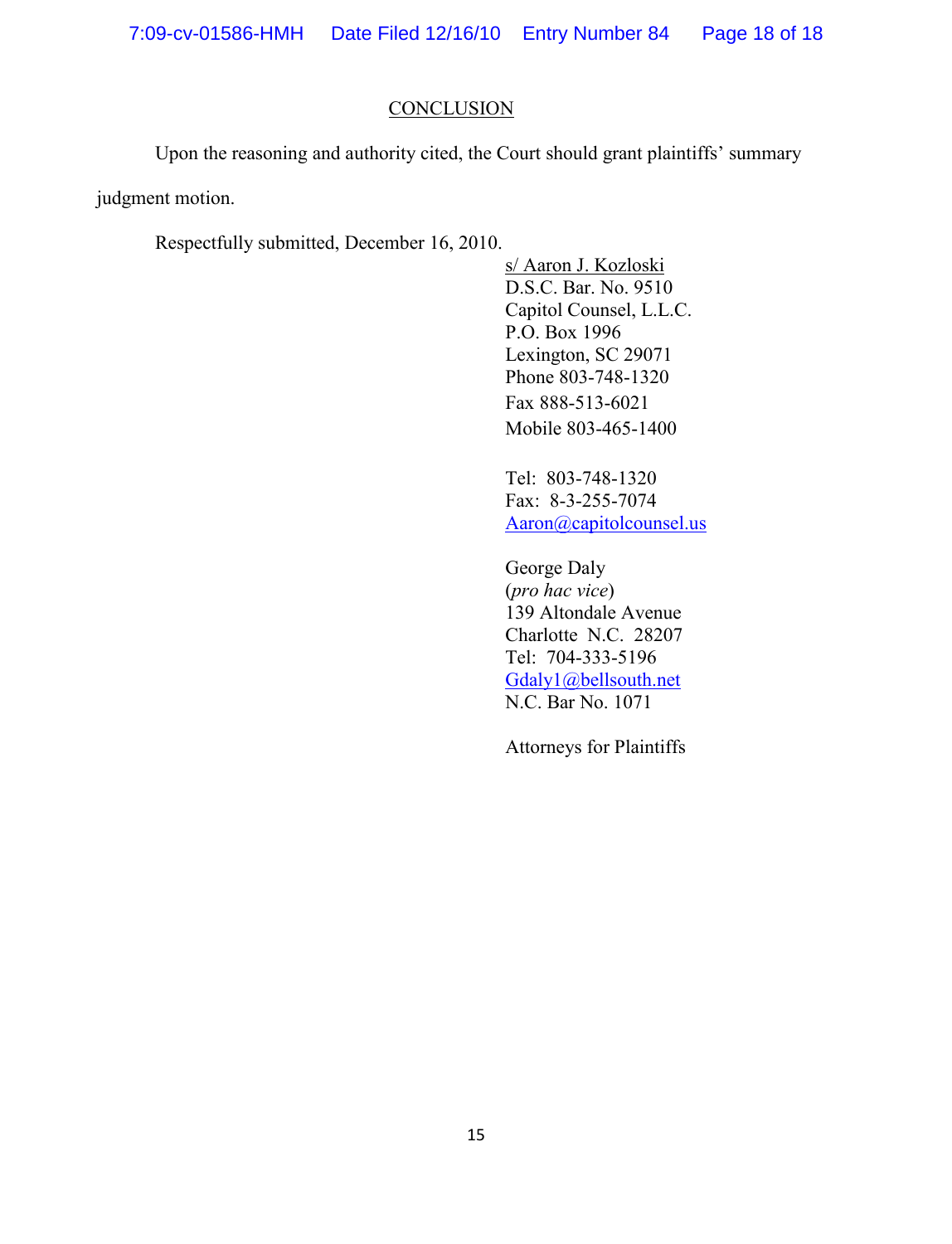## CONCLUSION

Upon the reasoning and authority cited, the Court should grant plaintiffs' summary judgment motion.

Respectfully submitted, December 16, 2010.

s/ Aaron J. Kozloski
D.S.C. Bar. No. 9510
Capitol Counsel, L.L.C.
P.O. Box 1996
Lexington, SC 29071
Phone 803-748-1320
Fax 888-513-6021
Mobile 803-465-1400

Tel: 803-748-1320
Fax: 8-3-255-7074
Aaron@capitolcounsel.us

George Daly
(*pro hac vice*)
139 Altondale Avenue
Charlotte N.C. 28207
Tel: 704-333-5196
Gdaly1@bellsouth.net
N.C. Bar No. 1071

Attorneys for Plaintiffs